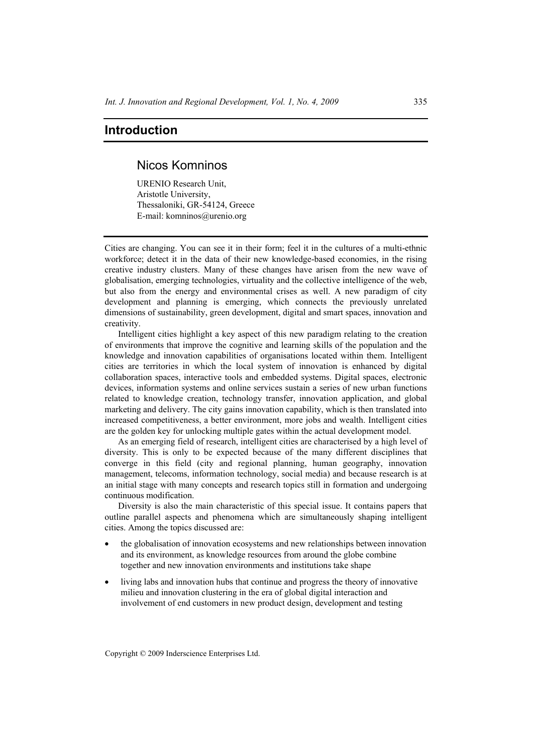# Introduction

## Nicos Komninos

URENIO Research Unit,
Aristotle University,
Thessaloniki, GR-54124, Greece
E-mail: komninos@urenio.org

Cities are changing. You can see it in their form; feel it in the cultures of a multi-ethnic workforce; detect it in the data of their new knowledge-based economies, in the rising creative industry clusters. Many of these changes have arisen from the new wave of globalisation, emerging technologies, virtuality and the collective intelligence of the web, but also from the energy and environmental crises as well. A new paradigm of city development and planning is emerging, which connects the previously unrelated dimensions of sustainability, green development, digital and smart spaces, innovation and creativity.

Intelligent cities highlight a key aspect of this new paradigm relating to the creation of environments that improve the cognitive and learning skills of the population and the knowledge and innovation capabilities of organisations located within them. Intelligent cities are territories in which the local system of innovation is enhanced by digital collaboration spaces, interactive tools and embedded systems. Digital spaces, electronic devices, information systems and online services sustain a series of new urban functions related to knowledge creation, technology transfer, innovation application, and global marketing and delivery. The city gains innovation capability, which is then translated into increased competitiveness, a better environment, more jobs and wealth. Intelligent cities are the golden key for unlocking multiple gates within the actual development model.

As an emerging field of research, intelligent cities are characterised by a high level of diversity. This is only to be expected because of the many different disciplines that converge in this field (city and regional planning, human geography, innovation management, telecoms, information technology, social media) and because research is at an initial stage with many concepts and research topics still in formation and undergoing continuous modification.

Diversity is also the main characteristic of this special issue. It contains papers that outline parallel aspects and phenomena which are simultaneously shaping intelligent cities. Among the topics discussed are:

- the globalisation of innovation ecosystems and new relationships between innovation and its environment, as knowledge resources from around the globe combine together and new innovation environments and institutions take shape
- living labs and innovation hubs that continue and progress the theory of innovative milieu and innovation clustering in the era of global digital interaction and involvement of end customers in new product design, development and testing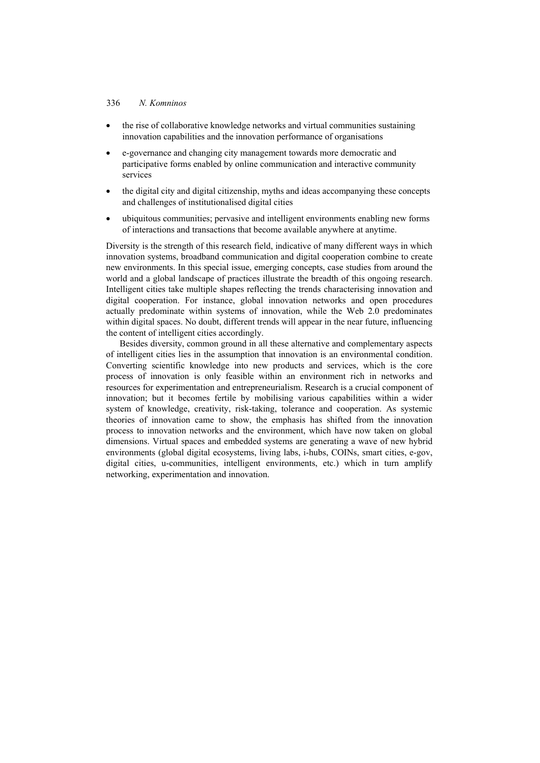- the rise of collaborative knowledge networks and virtual communities sustaining innovation capabilities and the innovation performance of organisations
- e-governance and changing city management towards more democratic and participative forms enabled by online communication and interactive community services
- the digital city and digital citizenship, myths and ideas accompanying these concepts and challenges of institutionalised digital cities
- ubiquitous communities; pervasive and intelligent environments enabling new forms of interactions and transactions that become available anywhere at anytime.

Diversity is the strength of this research field, indicative of many different ways in which innovation systems, broadband communication and digital cooperation combine to create new environments. In this special issue, emerging concepts, case studies from around the world and a global landscape of practices illustrate the breadth of this ongoing research. Intelligent cities take multiple shapes reflecting the trends characterising innovation and digital cooperation. For instance, global innovation networks and open procedures actually predominate within systems of innovation, while the Web 2.0 predominates within digital spaces. No doubt, different trends will appear in the near future, influencing the content of intelligent cities accordingly.

Besides diversity, common ground in all these alternative and complementary aspects of intelligent cities lies in the assumption that innovation is an environmental condition. Converting scientific knowledge into new products and services, which is the core process of innovation is only feasible within an environment rich in networks and resources for experimentation and entrepreneurialism. Research is a crucial component of innovation; but it becomes fertile by mobilising various capabilities within a wider system of knowledge, creativity, risk-taking, tolerance and cooperation. As systemic theories of innovation came to show, the emphasis has shifted from the innovation process to innovation networks and the environment, which have now taken on global dimensions. Virtual spaces and embedded systems are generating a wave of new hybrid environments (global digital ecosystems, living labs, i-hubs, COINs, smart cities, e-gov, digital cities, u-communities, intelligent environments, etc.) which in turn amplify networking, experimentation and innovation.